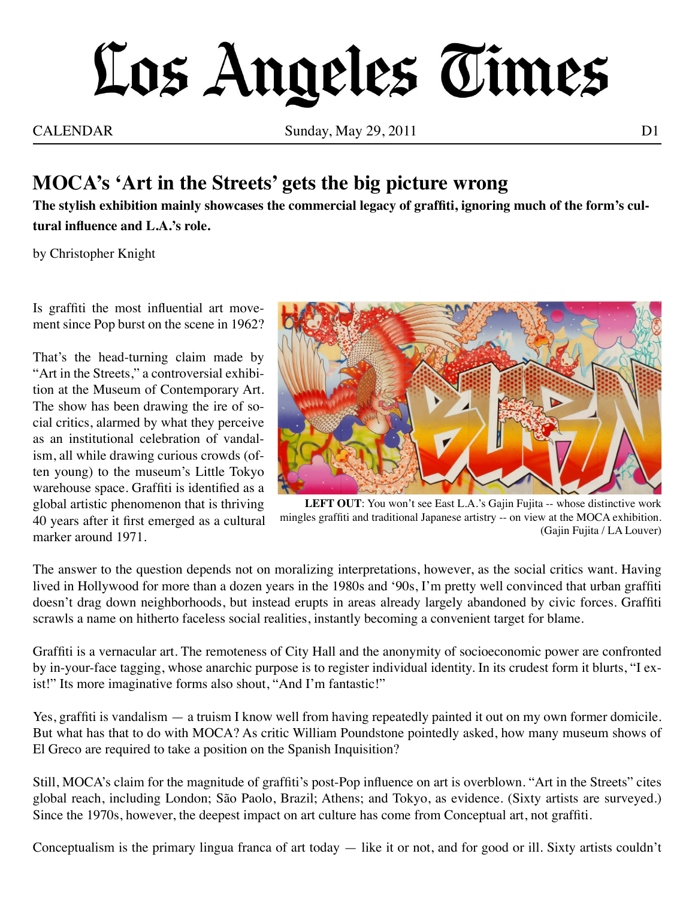# Los Angeles Times

CALENDAR — Sunday, May 29, 2011 — D1

## MOCA's 'Art in the Streets' gets the big picture wrong

**The stylish exhibition mainly showcases the commercial legacy of graffiti, ignoring much of the form's cultural influence and L.A.'s role.**

by Christopher Knight

Is graffiti the most influential art movement since Pop burst on the scene in 1962?

That's the head-turning claim made by "Art in the Streets," a controversial exhibition at the Museum of Contemporary Art. The show has been drawing the ire of social critics, alarmed by what they perceive as an institutional celebration of vandalism, all while drawing curious crowds (often young) to the museum's Little Tokyo warehouse space. Graffiti is identified as a global artistic phenomenon that is thriving 40 years after it first emerged as a cultural marker around 1971.

**LEFT OUT**: You won't see East L.A.'s Gajin Fujita -- whose distinctive work mingles graffiti and traditional Japanese artistry -- on view at the MOCA exhibition. (Gajin Fujita / LA Louver)

The answer to the question depends not on moralizing interpretations, however, as the social critics want. Having lived in Hollywood for more than a dozen years in the 1980s and '90s, I'm pretty well convinced that urban graffiti doesn't drag down neighborhoods, but instead erupts in areas already largely abandoned by civic forces. Graffiti scrawls a name on hitherto faceless social realities, instantly becoming a convenient target for blame.

Graffiti is a vernacular art. The remoteness of City Hall and the anonymity of socioeconomic power are confronted by in-your-face tagging, whose anarchic purpose is to register individual identity. In its crudest form it blurts, "I exist!" Its more imaginative forms also shout, "And I'm fantastic!"

Yes, graffiti is vandalism — a truism I know well from having repeatedly painted it out on my own former domicile. But what has that to do with MOCA? As critic William Poundstone pointedly asked, how many museum shows of El Greco are required to take a position on the Spanish Inquisition?

Still, MOCA's claim for the magnitude of graffiti's post-Pop influence on art is overblown. "Art in the Streets" cites global reach, including London; São Paolo, Brazil; Athens; and Tokyo, as evidence. (Sixty artists are surveyed.) Since the 1970s, however, the deepest impact on art culture has come from Conceptual art, not graffiti.

Conceptualism is the primary lingua franca of art today — like it or not, and for good or ill. Sixty artists couldn't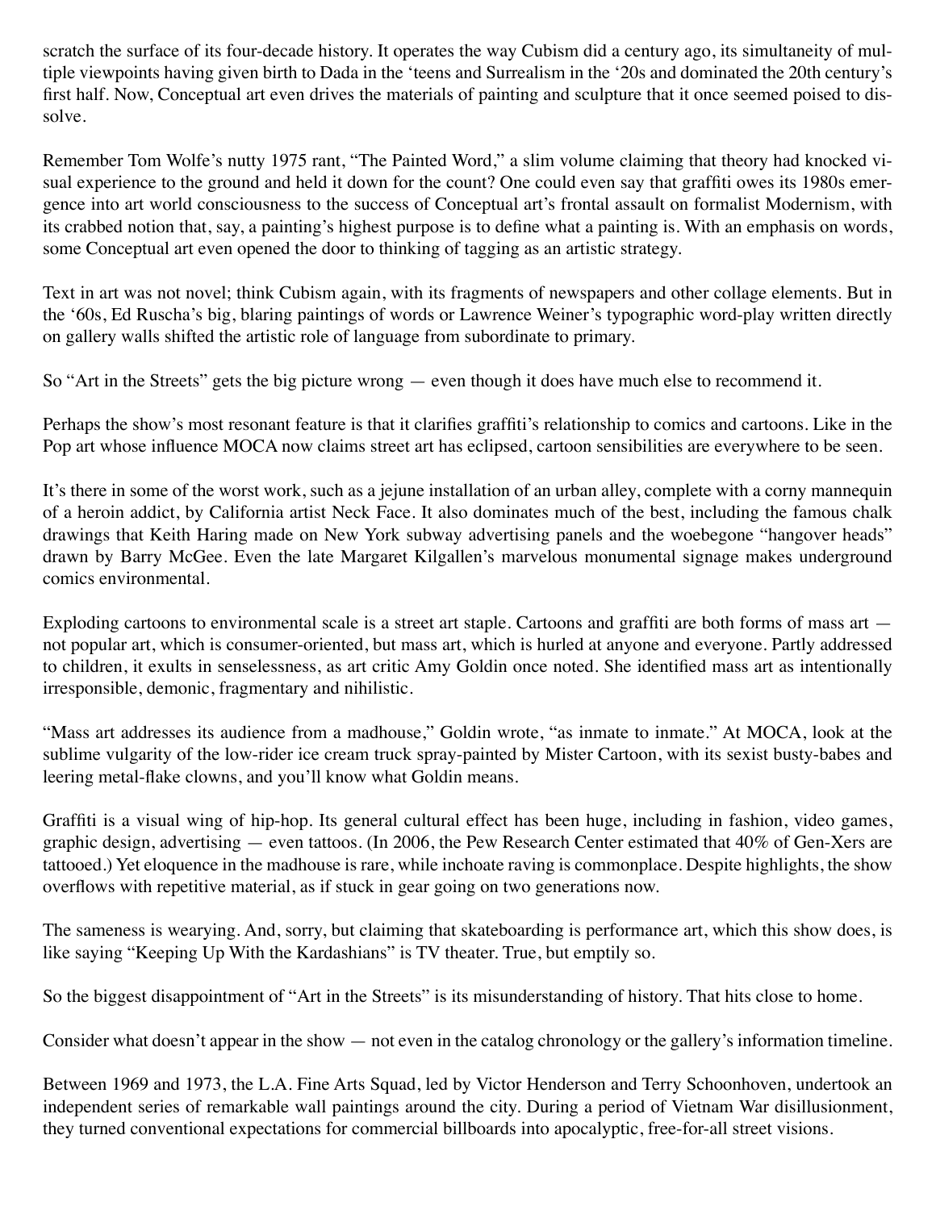scratch the surface of its four-decade history. It operates the way Cubism did a century ago, its simultaneity of multiple viewpoints having given birth to Dada in the 'teens and Surrealism in the '20s and dominated the 20th century's first half. Now, Conceptual art even drives the materials of painting and sculpture that it once seemed poised to dissolve.

Remember Tom Wolfe's nutty 1975 rant, "The Painted Word," a slim volume claiming that theory had knocked visual experience to the ground and held it down for the count? One could even say that graffiti owes its 1980s emergence into art world consciousness to the success of Conceptual art's frontal assault on formalist Modernism, with its crabbed notion that, say, a painting's highest purpose is to define what a painting is. With an emphasis on words, some Conceptual art even opened the door to thinking of tagging as an artistic strategy.

Text in art was not novel; think Cubism again, with its fragments of newspapers and other collage elements. But in the '60s, Ed Ruscha's big, blaring paintings of words or Lawrence Weiner's typographic word-play written directly on gallery walls shifted the artistic role of language from subordinate to primary.

So "Art in the Streets" gets the big picture wrong — even though it does have much else to recommend it.

Perhaps the show's most resonant feature is that it clarifies graffiti's relationship to comics and cartoons. Like in the Pop art whose influence MOCA now claims street art has eclipsed, cartoon sensibilities are everywhere to be seen.

It's there in some of the worst work, such as a jejune installation of an urban alley, complete with a corny mannequin of a heroin addict, by California artist Neck Face. It also dominates much of the best, including the famous chalk drawings that Keith Haring made on New York subway advertising panels and the woebegone "hangover heads" drawn by Barry McGee. Even the late Margaret Kilgallen's marvelous monumental signage makes underground comics environmental.

Exploding cartoons to environmental scale is a street art staple. Cartoons and graffiti are both forms of mass art — not popular art, which is consumer-oriented, but mass art, which is hurled at anyone and everyone. Partly addressed to children, it exults in senselessness, as art critic Amy Goldin once noted. She identified mass art as intentionally irresponsible, demonic, fragmentary and nihilistic.

"Mass art addresses its audience from a madhouse," Goldin wrote, "as inmate to inmate." At MOCA, look at the sublime vulgarity of the low-rider ice cream truck spray-painted by Mister Cartoon, with its sexist busty-babes and leering metal-flake clowns, and you'll know what Goldin means.

Graffiti is a visual wing of hip-hop. Its general cultural effect has been huge, including in fashion, video games, graphic design, advertising — even tattoos. (In 2006, the Pew Research Center estimated that 40% of Gen-Xers are tattooed.) Yet eloquence in the madhouse is rare, while inchoate raving is commonplace. Despite highlights, the show overflows with repetitive material, as if stuck in gear going on two generations now.

The sameness is wearying. And, sorry, but claiming that skateboarding is performance art, which this show does, is like saying "Keeping Up With the Kardashians" is TV theater. True, but emptily so.

So the biggest disappointment of "Art in the Streets" is its misunderstanding of history. That hits close to home.

Consider what doesn't appear in the show — not even in the catalog chronology or the gallery's information timeline.

Between 1969 and 1973, the L.A. Fine Arts Squad, led by Victor Henderson and Terry Schoonhoven, undertook an independent series of remarkable wall paintings around the city. During a period of Vietnam War disillusionment, they turned conventional expectations for commercial billboards into apocalyptic, free-for-all street visions.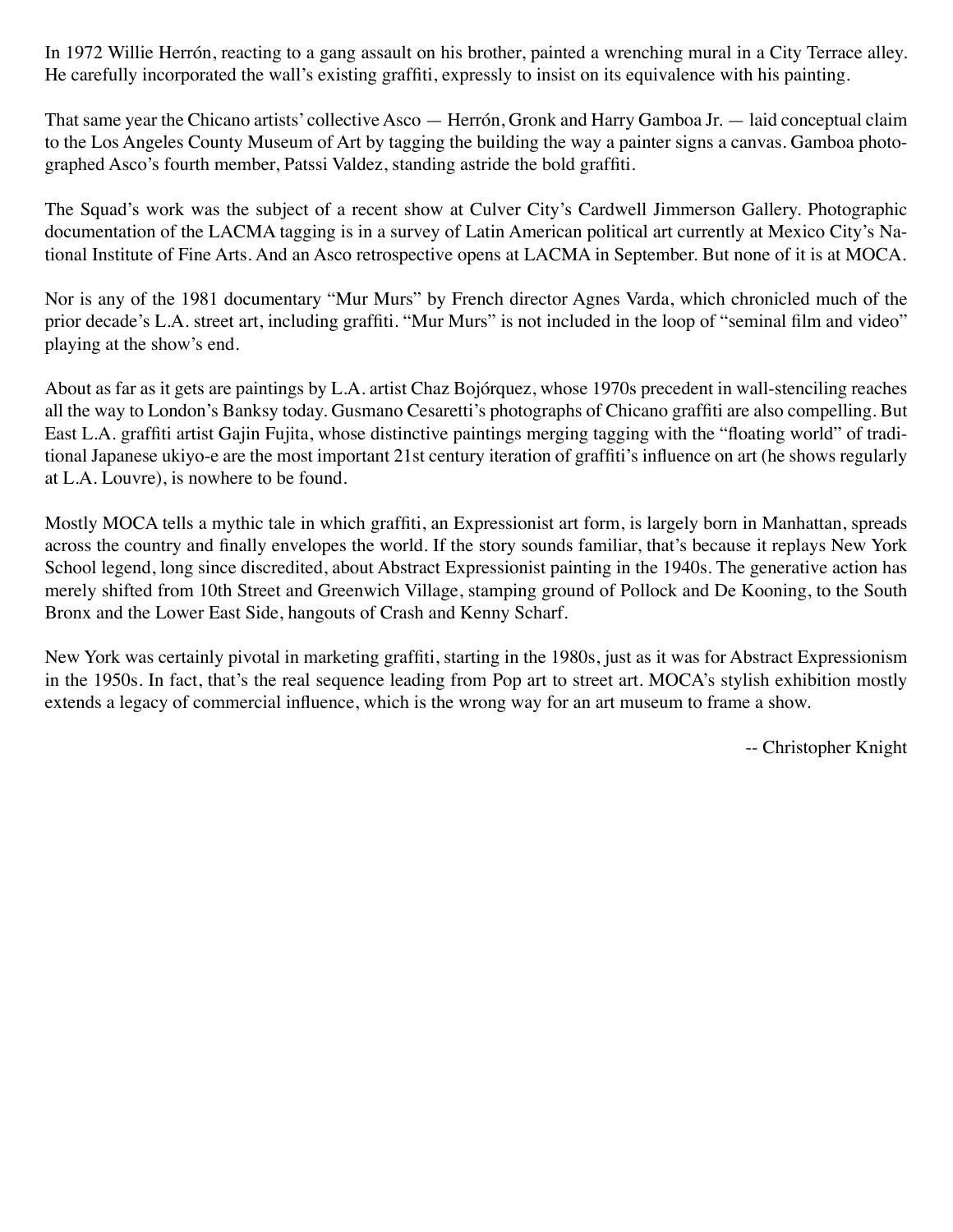In 1972 Willie Herrón, reacting to a gang assault on his brother, painted a wrenching mural in a City Terrace alley. He carefully incorporated the wall's existing graffiti, expressly to insist on its equivalence with his painting.

That same year the Chicano artists' collective Asco — Herrón, Gronk and Harry Gamboa Jr. — laid conceptual claim to the Los Angeles County Museum of Art by tagging the building the way a painter signs a canvas. Gamboa photographed Asco's fourth member, Patssi Valdez, standing astride the bold graffiti.

The Squad's work was the subject of a recent show at Culver City's Cardwell Jimmerson Gallery. Photographic documentation of the LACMA tagging is in a survey of Latin American political art currently at Mexico City's National Institute of Fine Arts. And an Asco retrospective opens at LACMA in September. But none of it is at MOCA.

Nor is any of the 1981 documentary "Mur Murs" by French director Agnes Varda, which chronicled much of the prior decade's L.A. street art, including graffiti. "Mur Murs" is not included in the loop of "seminal film and video" playing at the show's end.

About as far as it gets are paintings by L.A. artist Chaz Bojórquez, whose 1970s precedent in wall-stenciling reaches all the way to London's Banksy today. Gusmano Cesaretti's photographs of Chicano graffiti are also compelling. But East L.A. graffiti artist Gajin Fujita, whose distinctive paintings merging tagging with the "floating world" of traditional Japanese ukiyo-e are the most important 21st century iteration of graffiti's influence on art (he shows regularly at L.A. Louvre), is nowhere to be found.

Mostly MOCA tells a mythic tale in which graffiti, an Expressionist art form, is largely born in Manhattan, spreads across the country and finally envelopes the world. If the story sounds familiar, that's because it replays New York School legend, long since discredited, about Abstract Expressionist painting in the 1940s. The generative action has merely shifted from 10th Street and Greenwich Village, stamping ground of Pollock and De Kooning, to the South Bronx and the Lower East Side, hangouts of Crash and Kenny Scharf.

New York was certainly pivotal in marketing graffiti, starting in the 1980s, just as it was for Abstract Expressionism in the 1950s. In fact, that's the real sequence leading from Pop art to street art. MOCA's stylish exhibition mostly extends a legacy of commercial influence, which is the wrong way for an art museum to frame a show.

-- Christopher Knight